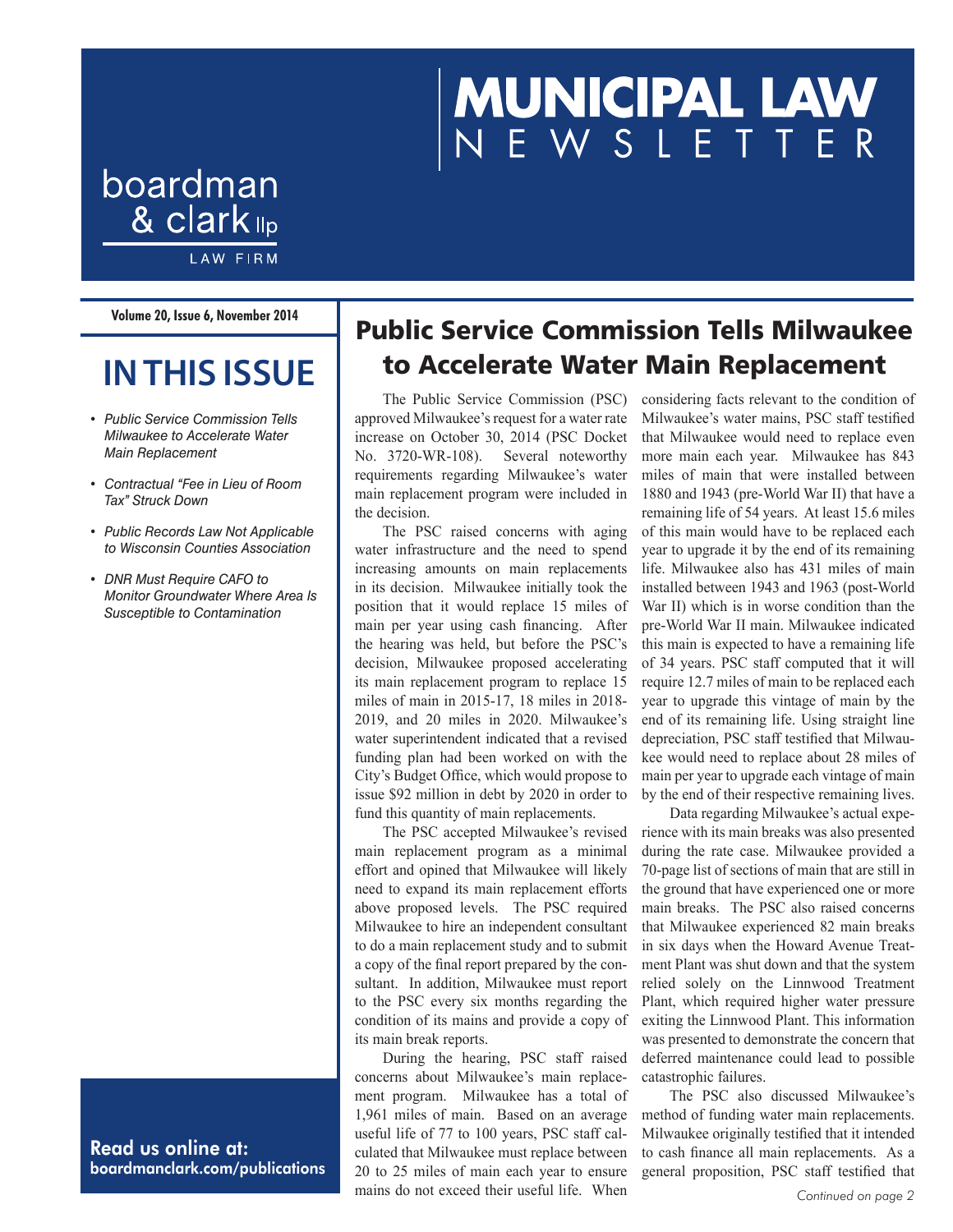# MUNICIPAL LAW NEWSLETTER

boardman & clark llp
LAW FIRM

**Volume 20, Issue 6, November 2014**

## IN THIS ISSUE

- *Public Service Commission Tells Milwaukee to Accelerate Water Main Replacement*
- *Contractual "Fee in Lieu of Room Tax" Struck Down*
- *Public Records Law Not Applicable to Wisconsin Counties Association*
- *DNR Must Require CAFO to Monitor Groundwater Where Area Is Susceptible to Contamination*

**Read us online at:**
**boardmanclark.com/publications**

## Public Service Commission Tells Milwaukee to Accelerate Water Main Replacement

The Public Service Commission (PSC) approved Milwaukee's request for a water rate increase on October 30, 2014 (PSC Docket No. 3720-WR-108). Several noteworthy requirements regarding Milwaukee's water main replacement program were included in the decision.

The PSC raised concerns with aging water infrastructure and the need to spend increasing amounts on main replacements in its decision. Milwaukee initially took the position that it would replace 15 miles of main per year using cash financing. After the hearing was held, but before the PSC's decision, Milwaukee proposed accelerating its main replacement program to replace 15 miles of main in 2015-17, 18 miles in 2018-2019, and 20 miles in 2020. Milwaukee's water superintendent indicated that a revised funding plan had been worked on with the City's Budget Office, which would propose to issue $92 million in debt by 2020 in order to fund this quantity of main replacements.

The PSC accepted Milwaukee's revised main replacement program as a minimal effort and opined that Milwaukee will likely need to expand its main replacement efforts above proposed levels. The PSC required Milwaukee to hire an independent consultant to do a main replacement study and to submit a copy of the final report prepared by the consultant. In addition, Milwaukee must report to the PSC every six months regarding the condition of its mains and provide a copy of its main break reports.

During the hearing, PSC staff raised concerns about Milwaukee's main replacement program. Milwaukee has a total of 1,961 miles of main. Based on an average useful life of 77 to 100 years, PSC staff calculated that Milwaukee must replace between 20 to 25 miles of main each year to ensure mains do not exceed their useful life. When considering facts relevant to the condition of Milwaukee's water mains, PSC staff testified that Milwaukee would need to replace even more main each year. Milwaukee has 843 miles of main that were installed between 1880 and 1943 (pre-World War II) that have a remaining life of 54 years. At least 15.6 miles of this main would have to be replaced each year to upgrade it by the end of its remaining life. Milwaukee also has 431 miles of main installed between 1943 and 1963 (post-World War II) which is in worse condition than the pre-World War II main. Milwaukee indicated this main is expected to have a remaining life of 34 years. PSC staff computed that it will require 12.7 miles of main to be replaced each year to upgrade this vintage of main by the end of its remaining life. Using straight line depreciation, PSC staff testified that Milwaukee would need to replace about 28 miles of main per year to upgrade each vintage of main by the end of their respective remaining lives.

Data regarding Milwaukee's actual experience with its main breaks was also presented during the rate case. Milwaukee provided a 70-page list of sections of main that are still in the ground that have experienced one or more main breaks. The PSC also raised concerns that Milwaukee experienced 82 main breaks in six days when the Howard Avenue Treatment Plant was shut down and that the system relied solely on the Linnwood Treatment Plant, which required higher water pressure exiting the Linnwood Plant. This information was presented to demonstrate the concern that deferred maintenance could lead to possible catastrophic failures.

The PSC also discussed Milwaukee's method of funding water main replacements. Milwaukee originally testified that it intended to cash finance all main replacements. As a general proposition, PSC staff testified that

*Continued on page 2*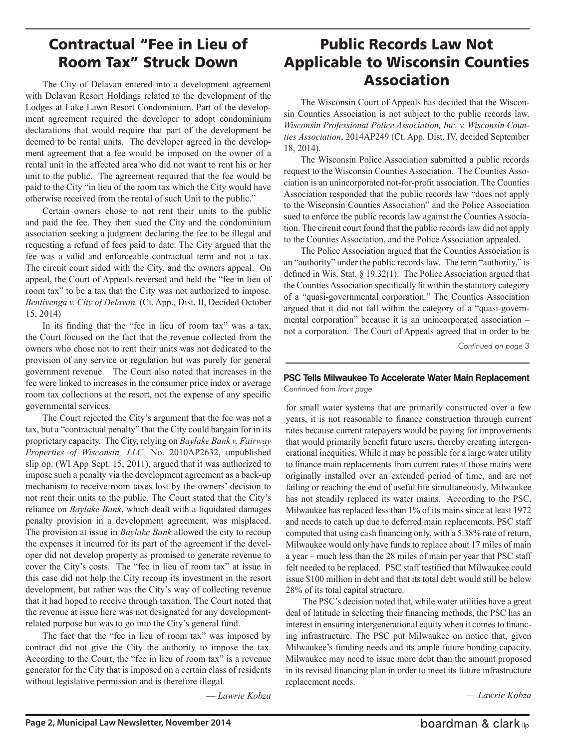## Contractual "Fee in Lieu of Room Tax" Struck Down

The City of Delavan entered into a development agreement with Delavan Resort Holdings related to the development of the Lodges at Lake Lawn Resort Condominium. Part of the development agreement required the developer to adopt condominium declarations that would require that part of the development be deemed to be rental units. The developer agreed in the development agreement that a fee would be imposed on the owner of a rental unit in the affected area who did not want to rent his or her unit to the public. The agreement required that the fee would be paid to the City "in lieu of the room tax which the City would have otherwise received from the rental of such Unit to the public."

Certain owners chose to not rent their units to the public and paid the fee. They then sued the City and the condominium association seeking a judgment declaring the fee to be illegal and requesting a refund of fees paid to date. The City argued that the fee was a valid and enforceable contractual term and not a tax. The circuit court sided with the City, and the owners appeal. On appeal, the Court of Appeals reversed and held the "fee in lieu of room tax" to be a tax that the City was not authorized to impose. *Bentivenga v. City of Delavan,* (Ct. App., Dist. II, Decided October 15, 2014)

In its finding that the "fee in lieu of room tax" was a tax, the Court focused on the fact that the revenue collected from the owners who chose not to rent their units was not dedicated to the provision of any service or regulation but was purely for general government revenue. The Court also noted that increases in the fee were linked to increases in the consumer price index or average room tax collections at the resort, not the expense of any specific governmental services.

The Court rejected the City's argument that the fee was not a tax, but a "contractual penalty" that the City could bargain for in its proprietary capacity. The City, relying on *Baylake Bank v. Fairway Properties of Wisconsin, LLC,* No. 2010AP2632, unpublished slip op. (WI App Sept. 15, 2011), argued that it was authorized to impose such a penalty via the development agreement as a back-up mechanism to receive room taxes lost by the owners' decision to not rent their units to the public. The Court stated that the City's reliance on *Baylake Bank*, which dealt with a liquidated damages penalty provision in a development agreement, was misplaced. The provision at issue in *Baylake Bank* allowed the city to recoup the expenses it incurred for its part of the agreement if the developer did not develop property as promised to generate revenue to cover the City's costs. The "fee in lieu of room tax" at issue in this case did not help the City recoup its investment in the resort development, but rather was the City's way of collecting revenue that it had hoped to receive through taxation. The Court noted that the revenue at issue here was not designated for any development-related purpose but was to go into the City's general fund.

The fact that the "fee in lieu of room tax" was imposed by contract did not give the City the authority to impose the tax. According to the Court, the "fee in lieu of room tax" is a revenue generator for the City that is imposed on a certain class of residents without legislative permission and is therefore illegal.

— *Lawrie Kobza*

## Public Records Law Not Applicable to Wisconsin Counties Association

The Wisconsin Court of Appeals has decided that the Wisconsin Counties Association is not subject to the public records law. *Wisconsin Professional Police Association, Inc. v. Wisconsin Counties Association*, 2014AP249 (Ct. App. Dist. IV, decided September 18, 2014).

The Wisconsin Police Association submitted a public records request to the Wisconsin Counties Association. The Counties Association is an unincorporated not-for-profit association. The Counties Association responded that the public records law "does not apply to the Wisconsin Counties Association" and the Police Association sued to enforce the public records law against the Counties Association. The circuit court found that the public records law did not apply to the Counties Association, and the Police Association appealed.

The Police Association argued that the Counties Association is an "authority" under the public records law. The term "authority," is defined in Wis. Stat. § 19.32(1). The Police Association argued that the Counties Association specifically fit within the statutory category of a "quasi-governmental corporation." The Counties Association argued that it did not fall within the category of a "quasi-governmental corporation" because it is an unincorporated association – not a corporation. The Court of Appeals agreed that in order to be

*Continued on page 3*

### PSC Tells Milwaukee To Accelerate Water Main Replacement

*Continued from front page*

for small water systems that are primarily constructed over a few years, it is not reasonable to finance construction through current rates because current ratepayers would be paying for improvements that would primarily benefit future users, thereby creating intergenerational inequities. While it may be possible for a large water utility to finance main replacements from current rates if those mains were originally installed over an extended period of time, and are not failing or reaching the end of useful life simultaneously, Milwaukee has not steadily replaced its water mains. According to the PSC, Milwaukee has replaced less than 1% of its mains since at least 1972 and needs to catch up due to deferred main replacements. PSC staff computed that using cash financing only, with a 5.38% rate of return, Milwaukee would only have funds to replace about 17 miles of main a year – much less than the 28 miles of main per year that PSC staff felt needed to be replaced. PSC staff testified that Milwaukee could issue $100 million in debt and that its total debt would still be below 28% of its total capital structure.

The PSC's decision noted that, while water utilities have a great deal of latitude in selecting their financing methods, the PSC has an interest in ensuring intergenerational equity when it comes to financing infrastructure. The PSC put Milwaukee on notice that, given Milwaukee's funding needs and its ample future bonding capacity, Milwaukee may need to issue more debt than the amount proposed in its revised financing plan in order to meet its future infrastructure replacement needs.

— *Lawrie Kobza*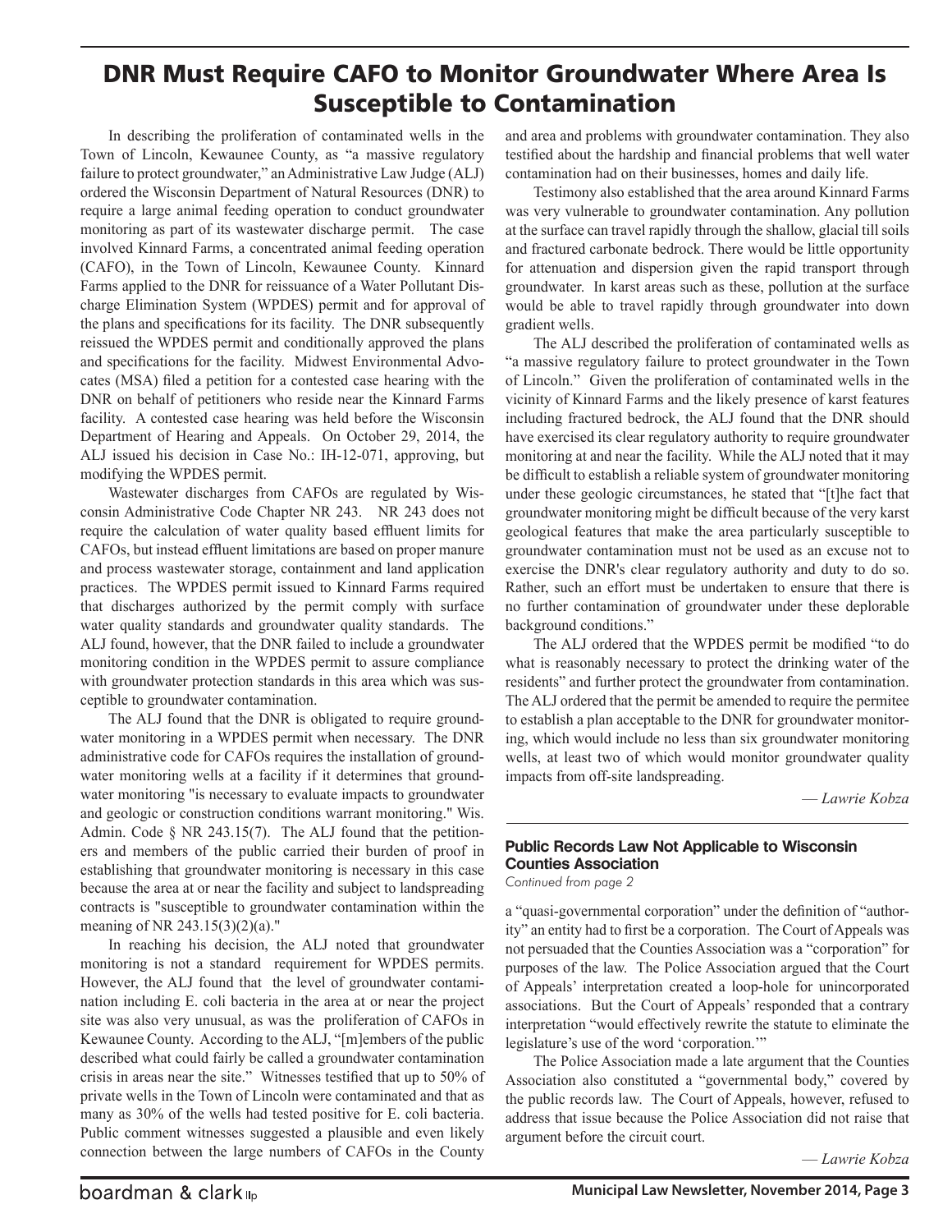# DNR Must Require CAFO to Monitor Groundwater Where Area Is Susceptible to Contamination

In describing the proliferation of contaminated wells in the Town of Lincoln, Kewaunee County, as "a massive regulatory failure to protect groundwater," an Administrative Law Judge (ALJ) ordered the Wisconsin Department of Natural Resources (DNR) to require a large animal feeding operation to conduct groundwater monitoring as part of its wastewater discharge permit. The case involved Kinnard Farms, a concentrated animal feeding operation (CAFO), in the Town of Lincoln, Kewaunee County. Kinnard Farms applied to the DNR for reissuance of a Water Pollutant Discharge Elimination System (WPDES) permit and for approval of the plans and specifications for its facility. The DNR subsequently reissued the WPDES permit and conditionally approved the plans and specifications for the facility. Midwest Environmental Advocates (MSA) filed a petition for a contested case hearing with the DNR on behalf of petitioners who reside near the Kinnard Farms facility. A contested case hearing was held before the Wisconsin Department of Hearing and Appeals. On October 29, 2014, the ALJ issued his decision in Case No.: IH-12-071, approving, but modifying the WPDES permit.

Wastewater discharges from CAFOs are regulated by Wisconsin Administrative Code Chapter NR 243. NR 243 does not require the calculation of water quality based effluent limits for CAFOs, but instead effluent limitations are based on proper manure and process wastewater storage, containment and land application practices. The WPDES permit issued to Kinnard Farms required that discharges authorized by the permit comply with surface water quality standards and groundwater quality standards. The ALJ found, however, that the DNR failed to include a groundwater monitoring condition in the WPDES permit to assure compliance with groundwater protection standards in this area which was susceptible to groundwater contamination.

The ALJ found that the DNR is obligated to require groundwater monitoring in a WPDES permit when necessary. The DNR administrative code for CAFOs requires the installation of groundwater monitoring wells at a facility if it determines that groundwater monitoring "is necessary to evaluate impacts to groundwater and geologic or construction conditions warrant monitoring." Wis. Admin. Code § NR 243.15(7). The ALJ found that the petitioners and members of the public carried their burden of proof in establishing that groundwater monitoring is necessary in this case because the area at or near the facility and subject to landspreading contracts is "susceptible to groundwater contamination within the meaning of NR 243.15(3)(2)(a)."

In reaching his decision, the ALJ noted that groundwater monitoring is not a standard requirement for WPDES permits. However, the ALJ found that the level of groundwater contamination including E. coli bacteria in the area at or near the project site was also very unusual, as was the proliferation of CAFOs in Kewaunee County. According to the ALJ, "[m]embers of the public described what could fairly be called a groundwater contamination crisis in areas near the site." Witnesses testified that up to 50% of private wells in the Town of Lincoln were contaminated and that as many as 30% of the wells had tested positive for E. coli bacteria. Public comment witnesses suggested a plausible and even likely connection between the large numbers of CAFOs in the County and area and problems with groundwater contamination. They also testified about the hardship and financial problems that well water contamination had on their businesses, homes and daily life.

Testimony also established that the area around Kinnard Farms was very vulnerable to groundwater contamination. Any pollution at the surface can travel rapidly through the shallow, glacial till soils and fractured carbonate bedrock. There would be little opportunity for attenuation and dispersion given the rapid transport through groundwater. In karst areas such as these, pollution at the surface would be able to travel rapidly through groundwater into down gradient wells.

The ALJ described the proliferation of contaminated wells as "a massive regulatory failure to protect groundwater in the Town of Lincoln." Given the proliferation of contaminated wells in the vicinity of Kinnard Farms and the likely presence of karst features including fractured bedrock, the ALJ found that the DNR should have exercised its clear regulatory authority to require groundwater monitoring at and near the facility. While the ALJ noted that it may be difficult to establish a reliable system of groundwater monitoring under these geologic circumstances, he stated that "[t]he fact that groundwater monitoring might be difficult because of the very karst geological features that make the area particularly susceptible to groundwater contamination must not be used as an excuse not to exercise the DNR's clear regulatory authority and duty to do so. Rather, such an effort must be undertaken to ensure that there is no further contamination of groundwater under these deplorable background conditions."

The ALJ ordered that the WPDES permit be modified "to do what is reasonably necessary to protect the drinking water of the residents" and further protect the groundwater from contamination. The ALJ ordered that the permit be amended to require the permitee to establish a plan acceptable to the DNR for groundwater monitoring, which would include no less than six groundwater monitoring wells, at least two of which would monitor groundwater quality impacts from off-site landspreading.

*— Lawrie Kobza*

---

### Public Records Law Not Applicable to Wisconsin Counties Association

*Continued from page 2*

a "quasi-governmental corporation" under the definition of "authority" an entity had to first be a corporation. The Court of Appeals was not persuaded that the Counties Association was a "corporation" for purposes of the law. The Police Association argued that the Court of Appeals' interpretation created a loop-hole for unincorporated associations. But the Court of Appeals' responded that a contrary interpretation "would effectively rewrite the statute to eliminate the legislature's use of the word 'corporation.'"

The Police Association made a late argument that the Counties Association also constituted a "governmental body," covered by the public records law. The Court of Appeals, however, refused to address that issue because the Police Association did not raise that argument before the circuit court.

*— Lawrie Kobza*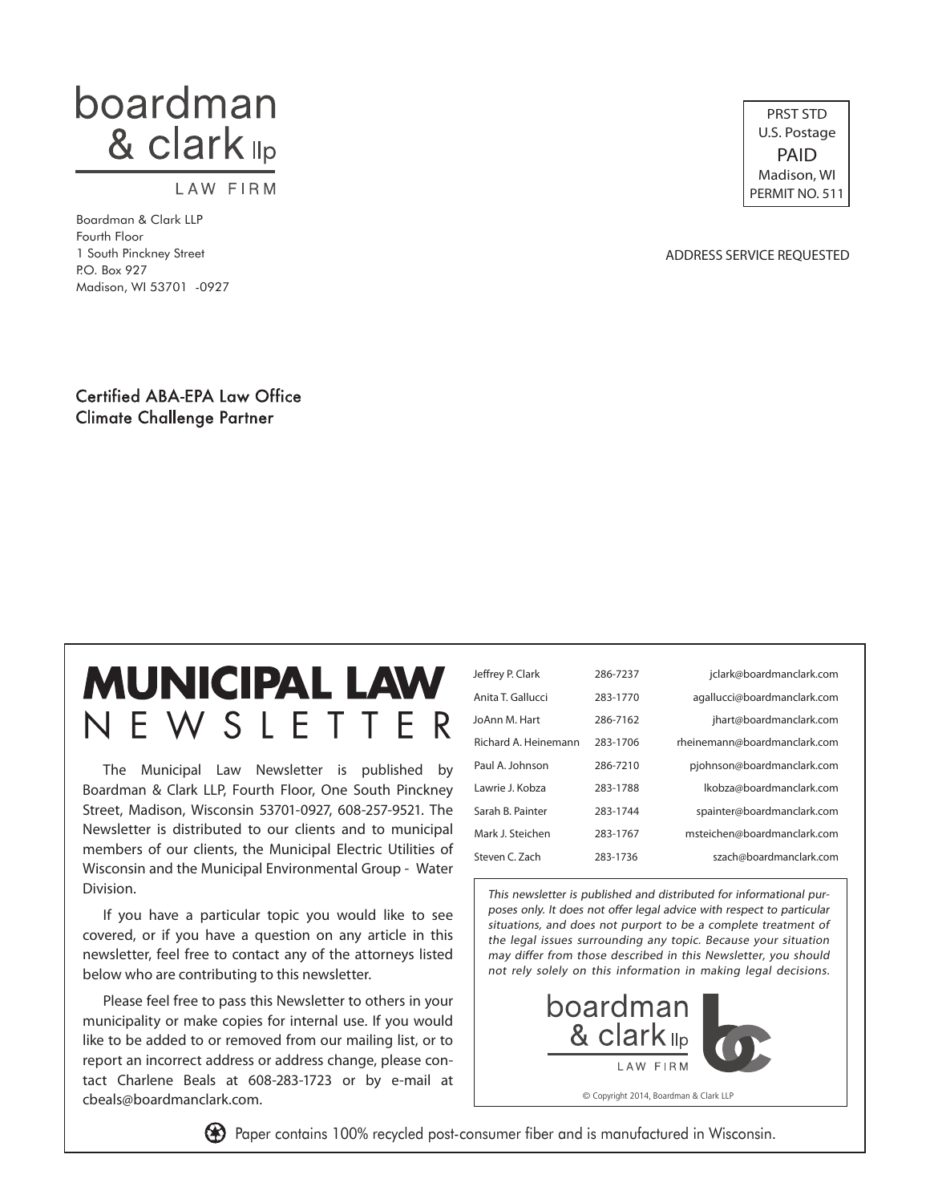boardman & clark llp

LAW FIRM

Boardman & Clark LLP
Fourth Floor
1 South Pinckney Street
P.O. Box 927
Madison, WI 53701 -0927

PRST STD
U.S. Postage
PAID
Madison, WI
PERMIT NO. 511

ADDRESS SERVICE REQUESTED

Certified ABA-EPA Law Office
Climate Challenge Partner

# MUNICIPAL LAW NEWSLETTER

The Municipal Law Newsletter is published by Boardman & Clark LLP, Fourth Floor, One South Pinckney Street, Madison, Wisconsin 53701-0927, 608-257-9521. The Newsletter is distributed to our clients and to municipal members of our clients, the Municipal Electric Utilities of Wisconsin and the Municipal Environmental Group - Water Division.

If you have a particular topic you would like to see covered, or if you have a question on any article in this newsletter, feel free to contact any of the attorneys listed below who are contributing to this newsletter.

Please feel free to pass this Newsletter to others in your municipality or make copies for internal use. If you would like to be added to or removed from our mailing list, or to report an incorrect address or address change, please contact Charlene Beals at 608-283-1723 or by e-mail at cbeals@boardmanclark.com.

| | | |
|---|---|---|
| Jeffrey P. Clark | 286-7237 | jclark@boardmanclark.com |
| Anita T. Gallucci | 283-1770 | agallucci@boardmanclark.com |
| JoAnn M. Hart | 286-7162 | jhart@boardmanclark.com |
| Richard A. Heinemann | 283-1706 | rheinemann@boardmanclark.com |
| Paul A. Johnson | 286-7210 | pjohnson@boardmanclark.com |
| Lawrie J. Kobza | 283-1788 | lkobza@boardmanclark.com |
| Sarah B. Painter | 283-1744 | spainter@boardmanclark.com |
| Mark J. Steichen | 283-1767 | msteichen@boardmanclark.com |
| Steven C. Zach | 283-1736 | szach@boardmanclark.com |

*This newsletter is published and distributed for informational purposes only. It does not offer legal advice with respect to particular situations, and does not purport to be a complete treatment of the legal issues surrounding any topic. Because your situation may differ from those described in this Newsletter, you should not rely solely on this information in making legal decisions.*

boardman & clark llp

LAW FIRM

© Copyright 2014, Boardman & Clark LLP

Paper contains 100% recycled post-consumer fiber and is manufactured in Wisconsin.